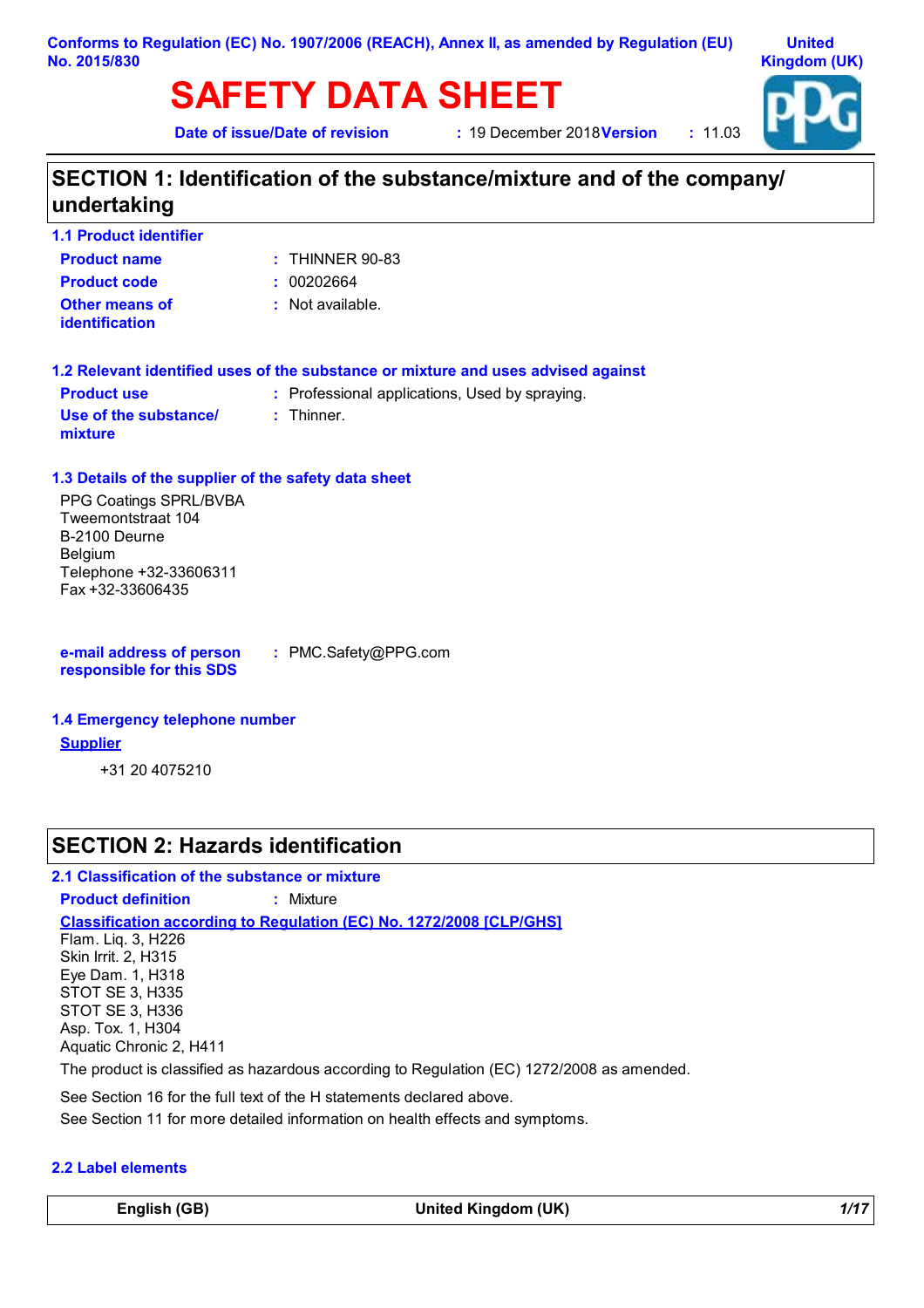Conforms to Regulation (EC) No. 1907/2006 (REACH), Annex II, as amended by Regulation (EU) No. 2015/830

United Kingdom (UK)

# SAFETY DATA SHEET

**Date of issue/Date of revision** : 19 December 2018 **Version** : 11.03

## SECTION 1: Identification of the substance/mixture and of the company/ undertaking

### 1.1 Product identifier

| | |
|---|---|
| **Product name** | : THINNER 90-83 |
| **Product code** | : 00202664 |
| **Other means of identification** | : Not available. |

### 1.2 Relevant identified uses of the substance or mixture and uses advised against

| | |
|---|---|
| **Product use** | : Professional applications, Used by spraying. |
| **Use of the substance/ mixture** | : Thinner. |

### 1.3 Details of the supplier of the safety data sheet

PPG Coatings SPRL/BVBA
Tweemontstraat 104
B-2100 Deurne
Belgium
Telephone +32-33606311
Fax +32-33606435

**e-mail address of person responsible for this SDS** : PMC.Safety@PPG.com

### 1.4 Emergency telephone number

**Supplier**

+31 20 4075210

## SECTION 2: Hazards identification

### 2.1 Classification of the substance or mixture

**Product definition** : Mixture

**Classification according to Regulation (EC) No. 1272/2008 [CLP/GHS]**

Flam. Liq. 3, H226
Skin Irrit. 2, H315
Eye Dam. 1, H318
STOT SE 3, H335
STOT SE 3, H336
Asp. Tox. 1, H304
Aquatic Chronic 2, H411

The product is classified as hazardous according to Regulation (EC) 1272/2008 as amended.

See Section 16 for the full text of the H statements declared above.

See Section 11 for more detailed information on health effects and symptoms.

### 2.2 Label elements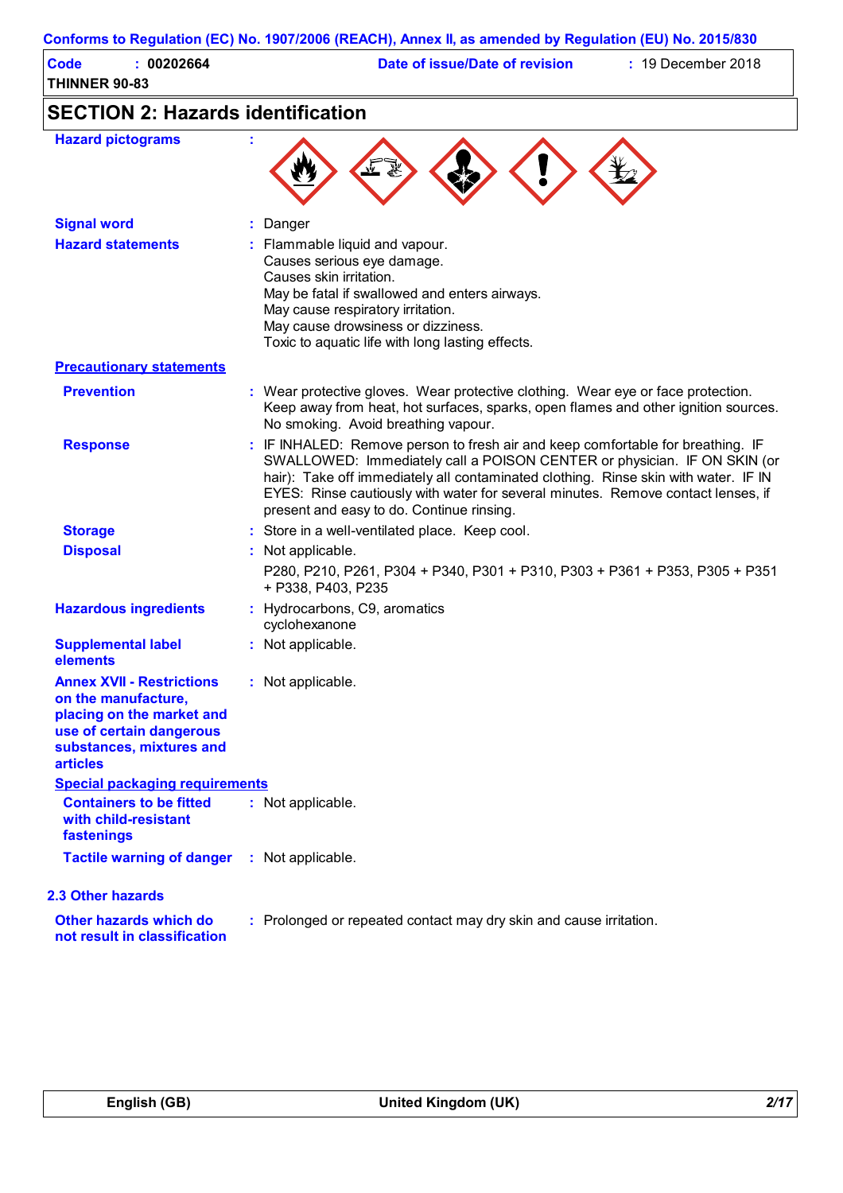## SECTION 2: Hazards identification

**Hazard pictograms** :

**Signal word** : Danger

**Hazard statements** : Flammable liquid and vapour.
Causes serious eye damage.
Causes skin irritation.
May be fatal if swallowed and enters airways.
May cause respiratory irritation.
May cause drowsiness or dizziness.
Toxic to aquatic life with long lasting effects.

**Precautionary statements**

**Prevention** : Wear protective gloves. Wear protective clothing. Wear eye or face protection. Keep away from heat, hot surfaces, sparks, open flames and other ignition sources. No smoking. Avoid breathing vapour.

**Response** : IF INHALED: Remove person to fresh air and keep comfortable for breathing. IF SWALLOWED: Immediately call a POISON CENTER or physician. IF ON SKIN (or hair): Take off immediately all contaminated clothing. Rinse skin with water. IF IN EYES: Rinse cautiously with water for several minutes. Remove contact lenses, if present and easy to do. Continue rinsing.

**Storage** : Store in a well-ventilated place. Keep cool.

**Disposal** : Not applicable.

P280, P210, P261, P304 + P340, P301 + P310, P303 + P361 + P353, P305 + P351 + P338, P403, P235

**Hazardous ingredients** : Hydrocarbons, C9, aromatics
cyclohexanone

**Supplemental label elements** : Not applicable.

**Annex XVII - Restrictions on the manufacture, placing on the market and use of certain dangerous substances, mixtures and articles** : Not applicable.

**Special packaging requirements**

**Containers to be fitted with child-resistant fastenings** : Not applicable.

**Tactile warning of danger** : Not applicable.

### 2.3 Other hazards

**Other hazards which do not result in classification** : Prolonged or repeated contact may dry skin and cause irritation.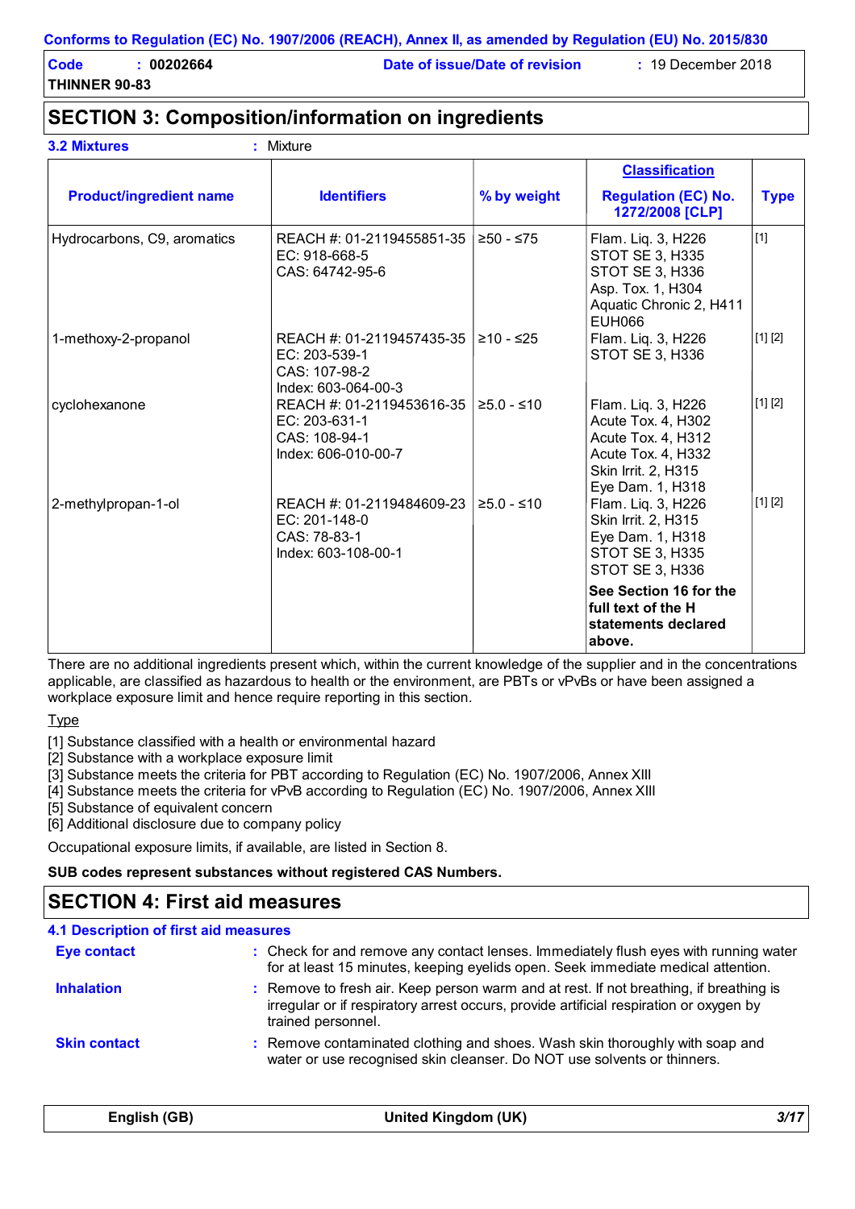Conforms to Regulation (EC) No. 1907/2006 (REACH), Annex II, as amended by Regulation (EU) No. 2015/830

**Code** : 00202664 **Date of issue/Date of revision** : 19 December 2018

**THINNER 90-83**

## SECTION 3: Composition/information on ingredients

**3.2 Mixtures** : Mixture

| Product/ingredient name | Identifiers | % by weight | Classification Regulation (EC) No. 1272/2008 [CLP] | Type |
|---|---|---|---|---|
| Hydrocarbons, C9, aromatics | REACH #: 01-2119455851-35<br>EC: 918-668-5<br>CAS: 64742-95-6 | ≥50 - ≤75 | Flam. Liq. 3, H226<br>STOT SE 3, H335<br>STOT SE 3, H336<br>Asp. Tox. 1, H304<br>Aquatic Chronic 2, H411<br>EUH066 | [1] |
| 1-methoxy-2-propanol | REACH #: 01-2119457435-35<br>EC: 203-539-1<br>CAS: 107-98-2<br>Index: 603-064-00-3 | ≥10 - ≤25 | Flam. Liq. 3, H226<br>STOT SE 3, H336 | [1] [2] |
| cyclohexanone | REACH #: 01-2119453616-35<br>EC: 203-631-1<br>CAS: 108-94-1<br>Index: 606-010-00-7 | ≥5.0 - ≤10 | Flam. Liq. 3, H226<br>Acute Tox. 4, H302<br>Acute Tox. 4, H312<br>Acute Tox. 4, H332<br>Skin Irrit. 2, H315<br>Eye Dam. 1, H318 | [1] [2] |
| 2-methylpropan-1-ol | REACH #: 01-2119484609-23<br>EC: 201-148-0<br>CAS: 78-83-1<br>Index: 603-108-00-1 | ≥5.0 - ≤10 | Flam. Liq. 3, H226<br>Skin Irrit. 2, H315<br>Eye Dam. 1, H318<br>STOT SE 3, H335<br>STOT SE 3, H336 | [1] [2] |
| | | | **See Section 16 for the full text of the H statements declared above.** | |

There are no additional ingredients present which, within the current knowledge of the supplier and in the concentrations applicable, are classified as hazardous to health or the environment, are PBTs or vPvBs or have been assigned a workplace exposure limit and hence require reporting in this section.

Type

[1] Substance classified with a health or environmental hazard
[2] Substance with a workplace exposure limit
[3] Substance meets the criteria for PBT according to Regulation (EC) No. 1907/2006, Annex XIII
[4] Substance meets the criteria for vPvB according to Regulation (EC) No. 1907/2006, Annex XIII
[5] Substance of equivalent concern
[6] Additional disclosure due to company policy

Occupational exposure limits, if available, are listed in Section 8.

**SUB codes represent substances without registered CAS Numbers.**

## SECTION 4: First aid measures

**4.1 Description of first aid measures**

**Eye contact** : Check for and remove any contact lenses. Immediately flush eyes with running water for at least 15 minutes, keeping eyelids open. Seek immediate medical attention.

**Inhalation** : Remove to fresh air. Keep person warm and at rest. If not breathing, if breathing is irregular or if respiratory arrest occurs, provide artificial respiration or oxygen by trained personnel.

**Skin contact** : Remove contaminated clothing and shoes. Wash skin thoroughly with soap and water or use recognised skin cleanser. Do NOT use solvents or thinners.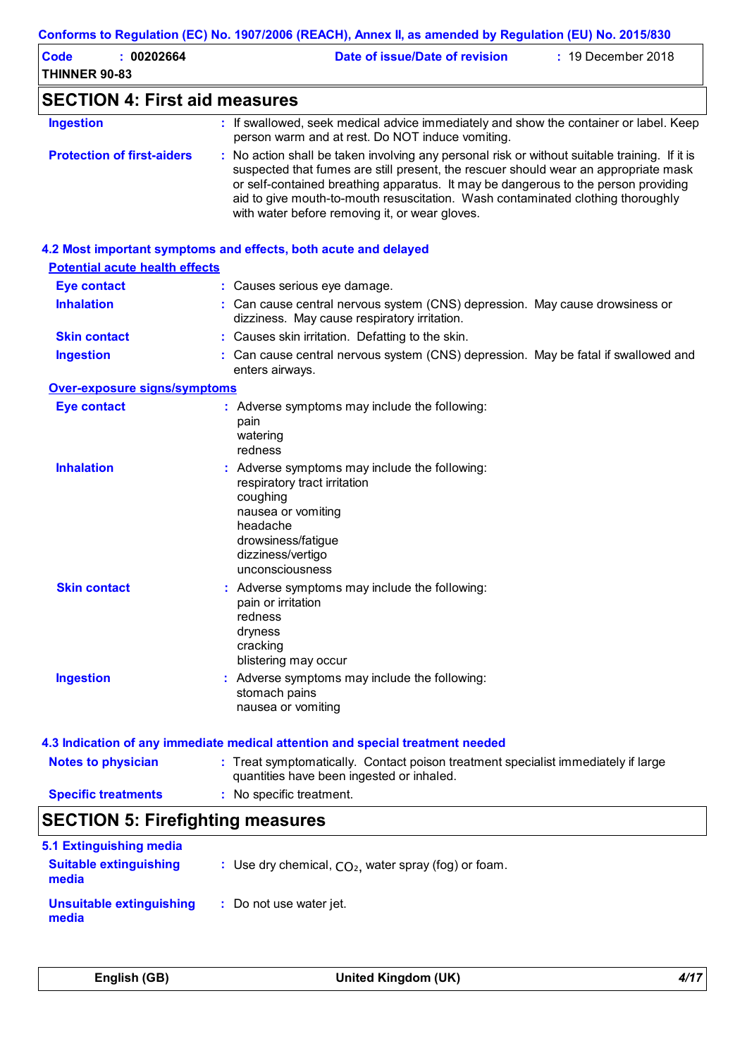## SECTION 4: First aid measures

| | |
|---|---|
| **Ingestion** | : If swallowed, seek medical advice immediately and show the container or label. Keep person warm and at rest. Do NOT induce vomiting. |
| **Protection of first-aiders** | : No action shall be taken involving any personal risk or without suitable training. If it is suspected that fumes are still present, the rescuer should wear an appropriate mask or self-contained breathing apparatus. It may be dangerous to the person providing aid to give mouth-to-mouth resuscitation. Wash contaminated clothing thoroughly with water before removing it, or wear gloves. |

### 4.2 Most important symptoms and effects, both acute and delayed

**Potential acute health effects**

| | |
|---|---|
| **Eye contact** | : Causes serious eye damage. |
| **Inhalation** | : Can cause central nervous system (CNS) depression. May cause drowsiness or dizziness. May cause respiratory irritation. |
| **Skin contact** | : Causes skin irritation. Defatting to the skin. |
| **Ingestion** | : Can cause central nervous system (CNS) depression. May be fatal if swallowed and enters airways. |

**Over-exposure signs/symptoms**

| | |
|---|---|
| **Eye contact** | : Adverse symptoms may include the following:<br>pain<br>watering<br>redness |
| **Inhalation** | : Adverse symptoms may include the following:<br>respiratory tract irritation<br>coughing<br>nausea or vomiting<br>headache<br>drowsiness/fatigue<br>dizziness/vertigo<br>unconsciousness |
| **Skin contact** | : Adverse symptoms may include the following:<br>pain or irritation<br>redness<br>dryness<br>cracking<br>blistering may occur |
| **Ingestion** | : Adverse symptoms may include the following:<br>stomach pains<br>nausea or vomiting |

### 4.3 Indication of any immediate medical attention and special treatment needed

| | |
|---|---|
| **Notes to physician** | : Treat symptomatically. Contact poison treatment specialist immediately if large quantities have been ingested or inhaled. |
| **Specific treatments** | : No specific treatment. |

## SECTION 5: Firefighting measures

### 5.1 Extinguishing media

| | |
|---|---|
| **Suitable extinguishing media** | : Use dry chemical, $CO_2$, water spray (fog) or foam. |
| **Unsuitable extinguishing media** | : Do not use water jet. |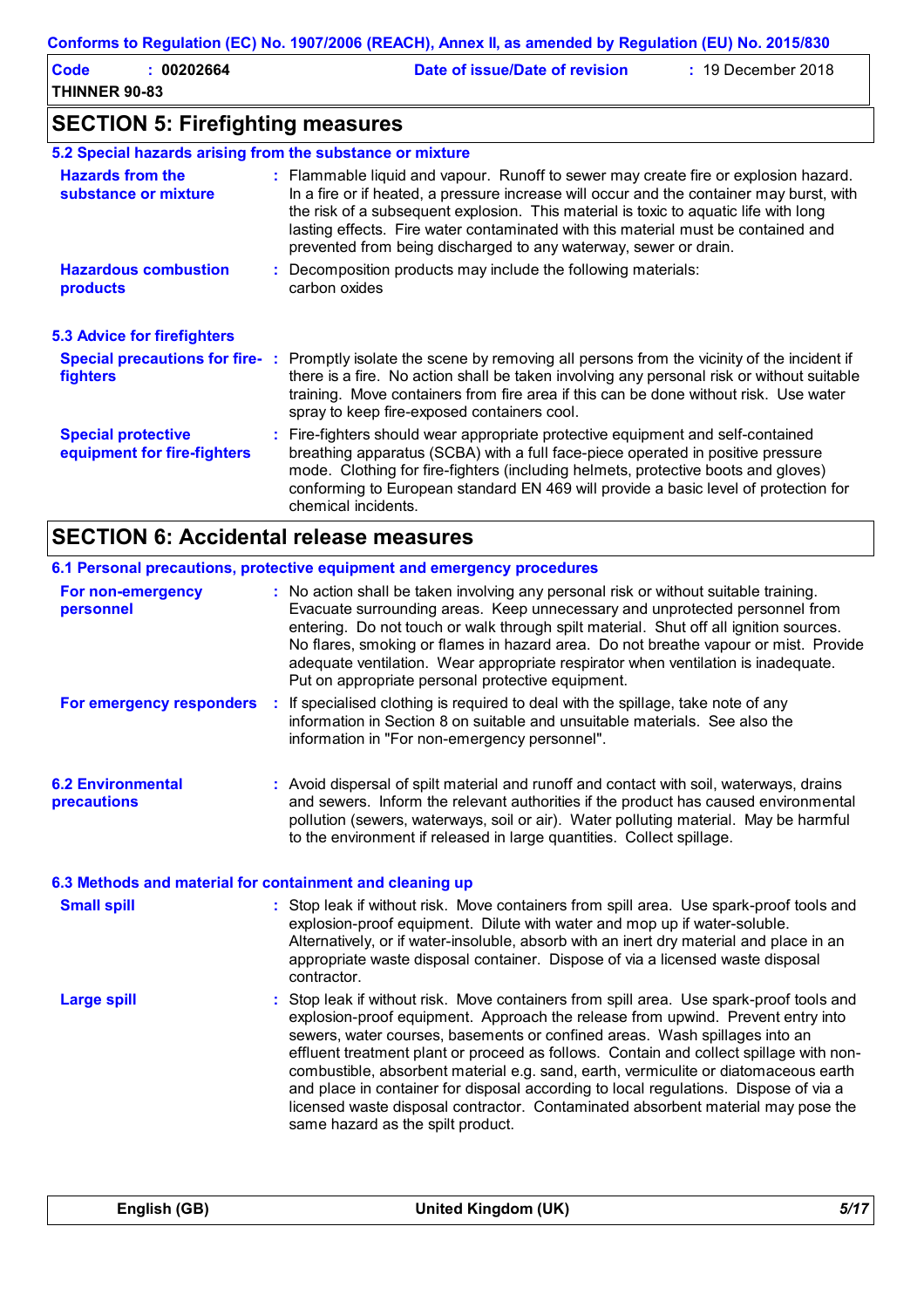## SECTION 5: Firefighting measures

### 5.2 Special hazards arising from the substance or mixture

**Hazards from the substance or mixture** : Flammable liquid and vapour. Runoff to sewer may create fire or explosion hazard. In a fire or if heated, a pressure increase will occur and the container may burst, with the risk of a subsequent explosion. This material is toxic to aquatic life with long lasting effects. Fire water contaminated with this material must be contained and prevented from being discharged to any waterway, sewer or drain.

**Hazardous combustion products** : Decomposition products may include the following materials: carbon oxides

### 5.3 Advice for firefighters

**Special precautions for fire-fighters** : Promptly isolate the scene by removing all persons from the vicinity of the incident if there is a fire. No action shall be taken involving any personal risk or without suitable training. Move containers from fire area if this can be done without risk. Use water spray to keep fire-exposed containers cool.

**Special protective equipment for fire-fighters** : Fire-fighters should wear appropriate protective equipment and self-contained breathing apparatus (SCBA) with a full face-piece operated in positive pressure mode. Clothing for fire-fighters (including helmets, protective boots and gloves) conforming to European standard EN 469 will provide a basic level of protection for chemical incidents.

## SECTION 6: Accidental release measures

### 6.1 Personal precautions, protective equipment and emergency procedures

**For non-emergency personnel** : No action shall be taken involving any personal risk or without suitable training. Evacuate surrounding areas. Keep unnecessary and unprotected personnel from entering. Do not touch or walk through spilt material. Shut off all ignition sources. No flares, smoking or flames in hazard area. Do not breathe vapour or mist. Provide adequate ventilation. Wear appropriate respirator when ventilation is inadequate. Put on appropriate personal protective equipment.

**For emergency responders** : If specialised clothing is required to deal with the spillage, take note of any information in Section 8 on suitable and unsuitable materials. See also the information in "For non-emergency personnel".

### 6.2 Environmental precautions

: Avoid dispersal of spilt material and runoff and contact with soil, waterways, drains and sewers. Inform the relevant authorities if the product has caused environmental pollution (sewers, waterways, soil or air). Water polluting material. May be harmful to the environment if released in large quantities. Collect spillage.

### 6.3 Methods and material for containment and cleaning up

**Small spill** : Stop leak if without risk. Move containers from spill area. Use spark-proof tools and explosion-proof equipment. Dilute with water and mop up if water-soluble. Alternatively, or if water-insoluble, absorb with an inert dry material and place in an appropriate waste disposal container. Dispose of via a licensed waste disposal contractor.

**Large spill** : Stop leak if without risk. Move containers from spill area. Use spark-proof tools and explosion-proof equipment. Approach the release from upwind. Prevent entry into sewers, water courses, basements or confined areas. Wash spillages into an effluent treatment plant or proceed as follows. Contain and collect spillage with non-combustible, absorbent material e.g. sand, earth, vermiculite or diatomaceous earth and place in container for disposal according to local regulations. Dispose of via a licensed waste disposal contractor. Contaminated absorbent material may pose the same hazard as the spilt product.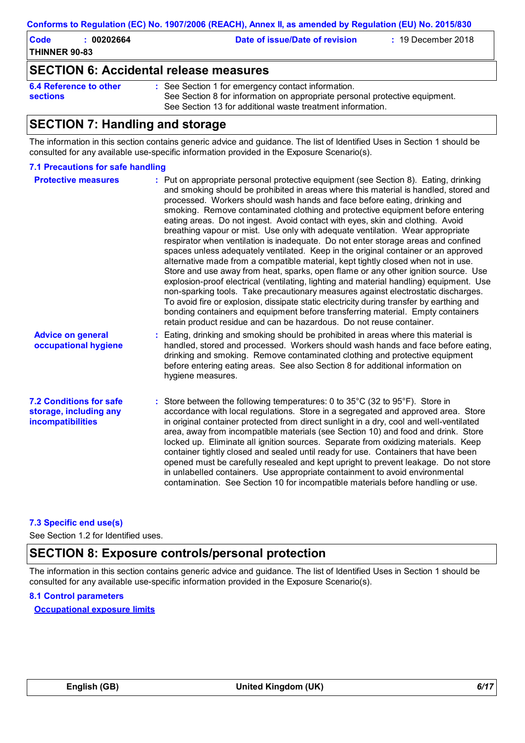## SECTION 6: Accidental release measures

**6.4 Reference to other sections** : See Section 1 for emergency contact information.
See Section 8 for information on appropriate personal protective equipment.
See Section 13 for additional waste treatment information.

## SECTION 7: Handling and storage

The information in this section contains generic advice and guidance. The list of Identified Uses in Section 1 should be consulted for any available use-specific information provided in the Exposure Scenario(s).

### 7.1 Precautions for safe handling

**Protective measures** : Put on appropriate personal protective equipment (see Section 8). Eating, drinking and smoking should be prohibited in areas where this material is handled, stored and processed. Workers should wash hands and face before eating, drinking and smoking. Remove contaminated clothing and protective equipment before entering eating areas. Do not ingest. Avoid contact with eyes, skin and clothing. Avoid breathing vapour or mist. Use only with adequate ventilation. Wear appropriate respirator when ventilation is inadequate. Do not enter storage areas and confined spaces unless adequately ventilated. Keep in the original container or an approved alternative made from a compatible material, kept tightly closed when not in use. Store and use away from heat, sparks, open flame or any other ignition source. Use explosion-proof electrical (ventilating, lighting and material handling) equipment. Use non-sparking tools. Take precautionary measures against electrostatic discharges. To avoid fire or explosion, dissipate static electricity during transfer by earthing and bonding containers and equipment before transferring material. Empty containers retain product residue and can be hazardous. Do not reuse container.

**Advice on general occupational hygiene** : Eating, drinking and smoking should be prohibited in areas where this material is handled, stored and processed. Workers should wash hands and face before eating, drinking and smoking. Remove contaminated clothing and protective equipment before entering eating areas. See also Section 8 for additional information on hygiene measures.

**7.2 Conditions for safe storage, including any incompatibilities** : Store between the following temperatures: 0 to 35°C (32 to 95°F). Store in accordance with local regulations. Store in a segregated and approved area. Store in original container protected from direct sunlight in a dry, cool and well-ventilated area, away from incompatible materials (see Section 10) and food and drink. Store locked up. Eliminate all ignition sources. Separate from oxidizing materials. Keep container tightly closed and sealed until ready for use. Containers that have been opened must be carefully resealed and kept upright to prevent leakage. Do not store in unlabelled containers. Use appropriate containment to avoid environmental contamination. See Section 10 for incompatible materials before handling or use.

### 7.3 Specific end use(s)

See Section 1.2 for Identified uses.

## SECTION 8: Exposure controls/personal protection

The information in this section contains generic advice and guidance. The list of Identified Uses in Section 1 should be consulted for any available use-specific information provided in the Exposure Scenario(s).

### 8.1 Control parameters

**Occupational exposure limits**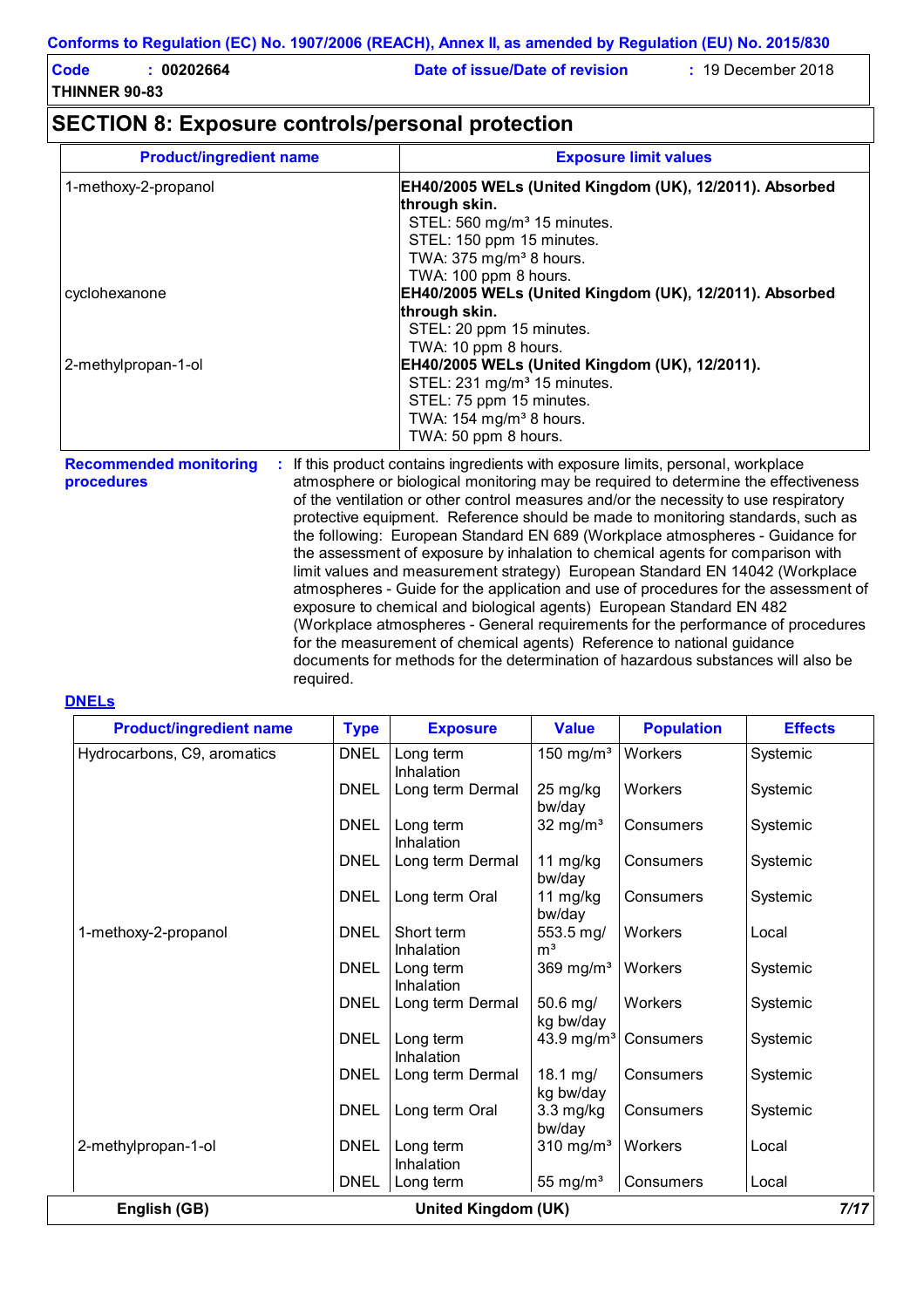## SECTION 8: Exposure controls/personal protection

| Product/ingredient name | Exposure limit values |
|---|---|
| 1-methoxy-2-propanol | **EH40/2005 WELs (United Kingdom (UK), 12/2011). Absorbed through skin.**<br>STEL: 560 mg/m³ 15 minutes.<br>STEL: 150 ppm 15 minutes.<br>TWA: 375 mg/m³ 8 hours.<br>TWA: 100 ppm 8 hours. |
| cyclohexanone | **EH40/2005 WELs (United Kingdom (UK), 12/2011). Absorbed through skin.**<br>STEL: 20 ppm 15 minutes.<br>TWA: 10 ppm 8 hours. |
| 2-methylpropan-1-ol | **EH40/2005 WELs (United Kingdom (UK), 12/2011).**<br>STEL: 231 mg/m³ 15 minutes.<br>STEL: 75 ppm 15 minutes.<br>TWA: 154 mg/m³ 8 hours.<br>TWA: 50 ppm 8 hours. |

**Recommended monitoring procedures** : If this product contains ingredients with exposure limits, personal, workplace atmosphere or biological monitoring may be required to determine the effectiveness of the ventilation or other control measures and/or the necessity to use respiratory protective equipment. Reference should be made to monitoring standards, such as the following: European Standard EN 689 (Workplace atmospheres - Guidance for the assessment of exposure by inhalation to chemical agents for comparison with limit values and measurement strategy) European Standard EN 14042 (Workplace atmospheres - Guide for the application and use of procedures for the assessment of exposure to chemical and biological agents) European Standard EN 482 (Workplace atmospheres - General requirements for the performance of procedures for the measurement of chemical agents) Reference to national guidance documents for methods for the determination of hazardous substances will also be required.

**DNELs**

| Product/ingredient name | Type | Exposure | Value | Population | Effects |
|---|---|---|---|---|---|
| Hydrocarbons, C9, aromatics | DNEL | Long term Inhalation | 150 mg/m³ | Workers | Systemic |
| | DNEL | Long term Dermal | 25 mg/kg bw/day | Workers | Systemic |
| | DNEL | Long term Inhalation | 32 mg/m³ | Consumers | Systemic |
| | DNEL | Long term Dermal | 11 mg/kg bw/day | Consumers | Systemic |
| | DNEL | Long term Oral | 11 mg/kg bw/day | Consumers | Systemic |
| 1-methoxy-2-propanol | DNEL | Short term Inhalation | 553.5 mg/m³ | Workers | Local |
| | DNEL | Long term Inhalation | 369 mg/m³ | Workers | Systemic |
| | DNEL | Long term Dermal | 50.6 mg/kg bw/day | Workers | Systemic |
| | DNEL | Long term Inhalation | 43.9 mg/m³ | Consumers | Systemic |
| | DNEL | Long term Dermal | 18.1 mg/kg bw/day | Consumers | Systemic |
| | DNEL | Long term Oral | 3.3 mg/kg bw/day | Consumers | Systemic |
| 2-methylpropan-1-ol | DNEL | Long term Inhalation | 310 mg/m³ | Workers | Local |
| | DNEL | Long term | 55 mg/m³ | Consumers | Local |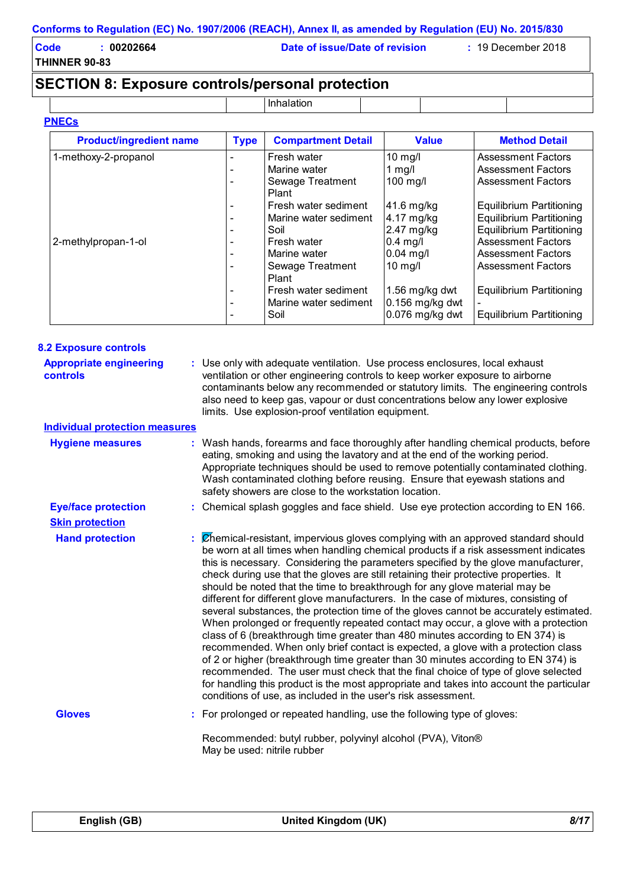## SECTION 8: Exposure controls/personal protection

| | | Inhalation | | | |
|---|---|---|---|---|---|

### PNECs

| Product/ingredient name | Type | Compartment Detail | Value | Method Detail |
|---|---|---|---|---|
| 1-methoxy-2-propanol | - | Fresh water | 10 mg/l | Assessment Factors |
| | - | Marine water | 1 mg/l | Assessment Factors |
| | - | Sewage Treatment Plant | 100 mg/l | Assessment Factors |
| | - | Fresh water sediment | 41.6 mg/kg | Equilibrium Partitioning |
| | - | Marine water sediment | 4.17 mg/kg | Equilibrium Partitioning |
| | - | Soil | 2.47 mg/kg | Equilibrium Partitioning |
| 2-methylpropan-1-ol | - | Fresh water | 0.4 mg/l | Assessment Factors |
| | - | Marine water | 0.04 mg/l | Assessment Factors |
| | - | Sewage Treatment Plant | 10 mg/l | Assessment Factors |
| | - | Fresh water sediment | 1.56 mg/kg dwt | Equilibrium Partitioning |
| | - | Marine water sediment | 0.156 mg/kg dwt | - |
| | - | Soil | 0.076 mg/kg dwt | Equilibrium Partitioning |

### 8.2 Exposure controls

**Appropriate engineering controls** : Use only with adequate ventilation. Use process enclosures, local exhaust ventilation or other engineering controls to keep worker exposure to airborne contaminants below any recommended or statutory limits. The engineering controls also need to keep gas, vapour or dust concentrations below any lower explosive limits. Use explosion-proof ventilation equipment.

**Individual protection measures**

**Hygiene measures** : Wash hands, forearms and face thoroughly after handling chemical products, before eating, smoking and using the lavatory and at the end of the working period. Appropriate techniques should be used to remove potentially contaminated clothing. Wash contaminated clothing before reusing. Ensure that eyewash stations and safety showers are close to the workstation location.

**Eye/face protection** : Chemical splash goggles and face shield. Use eye protection according to EN 166.

**Skin protection**

**Hand protection** : Chemical-resistant, impervious gloves complying with an approved standard should be worn at all times when handling chemical products if a risk assessment indicates this is necessary. Considering the parameters specified by the glove manufacturer, check during use that the gloves are still retaining their protective properties. It should be noted that the time to breakthrough for any glove material may be different for different glove manufacturers. In the case of mixtures, consisting of several substances, the protection time of the gloves cannot be accurately estimated. When prolonged or frequently repeated contact may occur, a glove with a protection class of 6 (breakthrough time greater than 480 minutes according to EN 374) is recommended. When only brief contact is expected, a glove with a protection class of 2 or higher (breakthrough time greater than 30 minutes according to EN 374) is recommended. The user must check that the final choice of type of glove selected for handling this product is the most appropriate and takes into account the particular conditions of use, as included in the user's risk assessment.

**Gloves** : For prolonged or repeated handling, use the following type of gloves:

Recommended: butyl rubber, polyvinyl alcohol (PVA), Viton®
May be used: nitrile rubber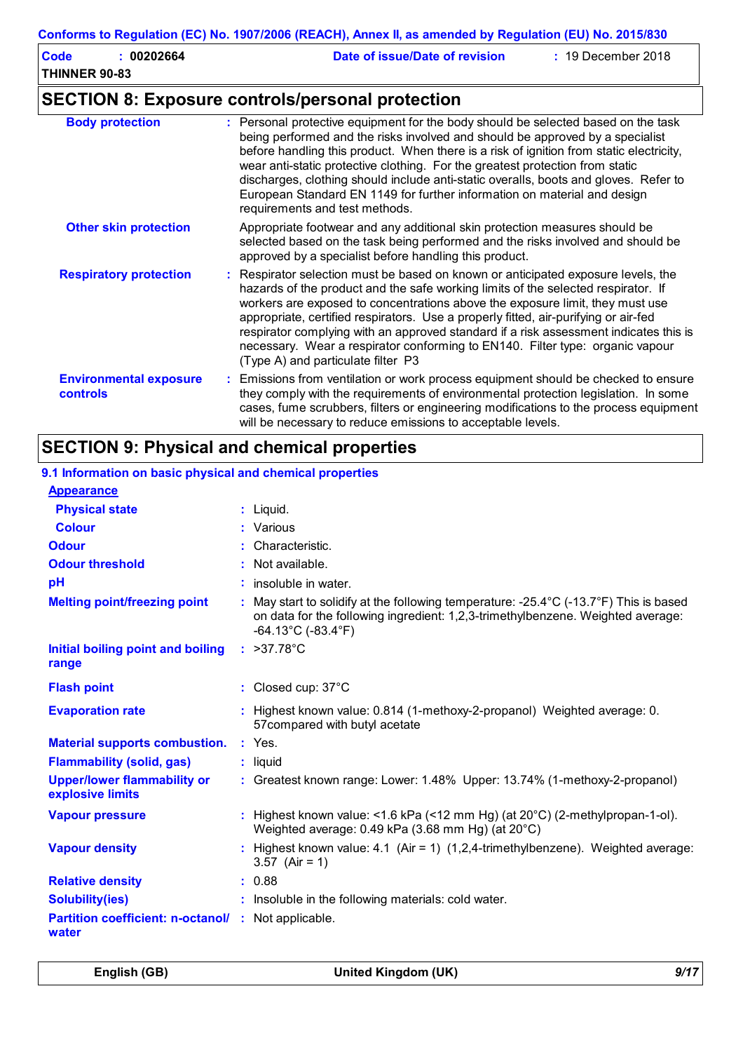## SECTION 8: Exposure controls/personal protection

| | |
|---|---|
| **Body protection** | : Personal protective equipment for the body should be selected based on the task being performed and the risks involved and should be approved by a specialist before handling this product. When there is a risk of ignition from static electricity, wear anti-static protective clothing. For the greatest protection from static discharges, clothing should include anti-static overalls, boots and gloves. Refer to European Standard EN 1149 for further information on material and design requirements and test methods. |
| **Other skin protection** | Appropriate footwear and any additional skin protection measures should be selected based on the task being performed and the risks involved and should be approved by a specialist before handling this product. |
| **Respiratory protection** | : Respirator selection must be based on known or anticipated exposure levels, the hazards of the product and the safe working limits of the selected respirator. If workers are exposed to concentrations above the exposure limit, they must use appropriate, certified respirators. Use a properly fitted, air-purifying or air-fed respirator complying with an approved standard if a risk assessment indicates this is necessary. Wear a respirator conforming to EN140. Filter type: organic vapour (Type A) and particulate filter P3 |
| **Environmental exposure controls** | : Emissions from ventilation or work process equipment should be checked to ensure they comply with the requirements of environmental protection legislation. In some cases, fume scrubbers, filters or engineering modifications to the process equipment will be necessary to reduce emissions to acceptable levels. |

## SECTION 9: Physical and chemical properties

### 9.1 Information on basic physical and chemical properties

**Appearance**

| | |
|---|---|
| **Physical state** | : Liquid. |
| **Colour** | : Various |
| **Odour** | : Characteristic. |
| **Odour threshold** | : Not available. |
| **pH** | : insoluble in water. |
| **Melting point/freezing point** | : May start to solidify at the following temperature: -25.4°C (-13.7°F) This is based on data for the following ingredient: 1,2,3-trimethylbenzene. Weighted average: -64.13°C (-83.4°F) |
| **Initial boiling point and boiling range** | : >37.78°C |
| **Flash point** | : Closed cup: 37°C |
| **Evaporation rate** | : Highest known value: 0.814 (1-methoxy-2-propanol) Weighted average: 0. 57compared with butyl acetate |
| **Material supports combustion.** | : Yes. |
| **Flammability (solid, gas)** | : liquid |
| **Upper/lower flammability or explosive limits** | : Greatest known range: Lower: 1.48% Upper: 13.74% (1-methoxy-2-propanol) |
| **Vapour pressure** | : Highest known value: <1.6 kPa (<12 mm Hg) (at 20°C) (2-methylpropan-1-ol). Weighted average: 0.49 kPa (3.68 mm Hg) (at 20°C) |
| **Vapour density** | : Highest known value: 4.1 (Air = 1) (1,2,4-trimethylbenzene). Weighted average: 3.57 (Air = 1) |
| **Relative density** | : 0.88 |
| **Solubility(ies)** | : Insoluble in the following materials: cold water. |
| **Partition coefficient: n-octanol/ water** | : Not applicable. |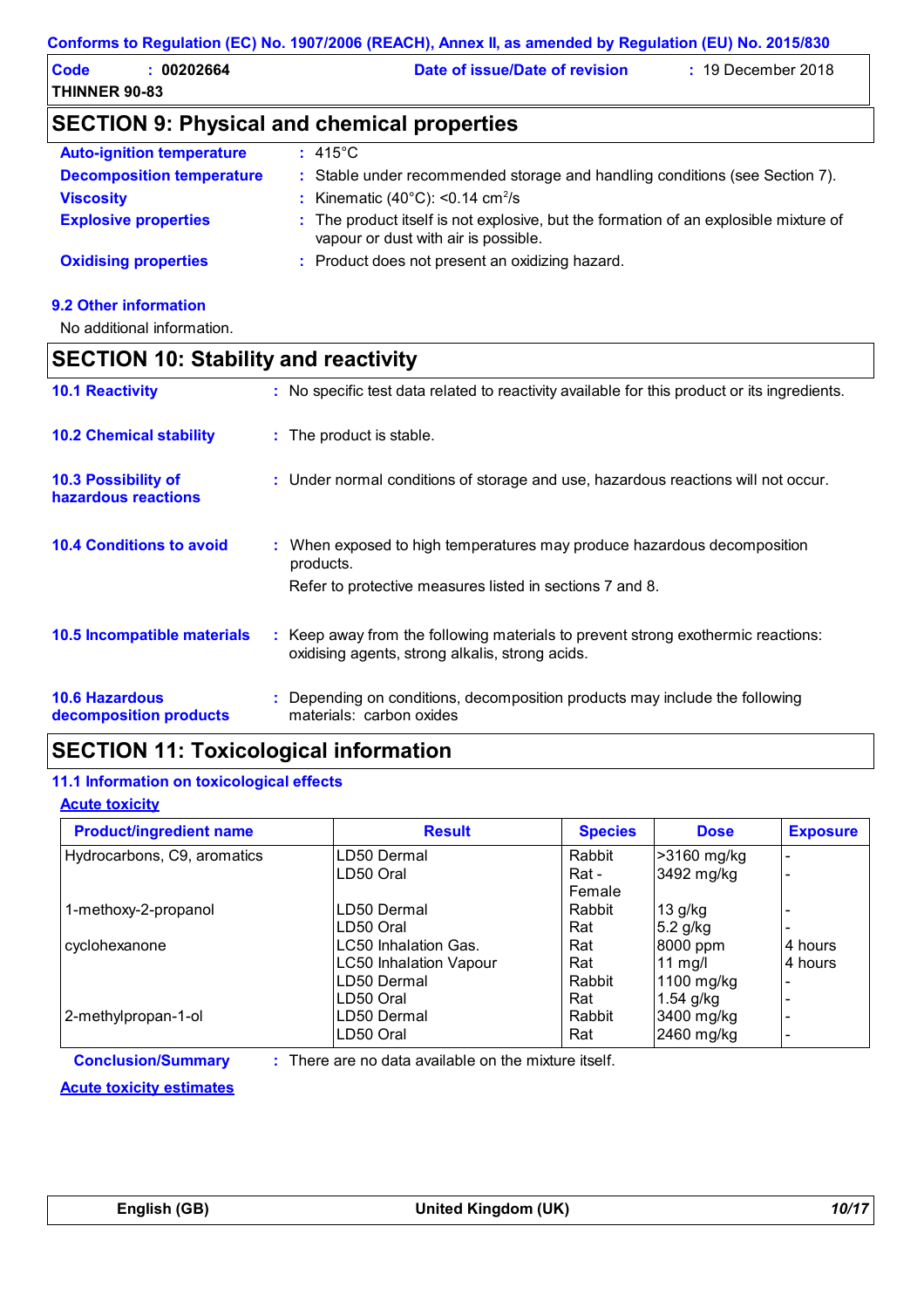## SECTION 9: Physical and chemical properties

**Auto-ignition temperature** : 415°C

**Decomposition temperature** : Stable under recommended storage and handling conditions (see Section 7).

**Viscosity** : Kinematic (40°C): <0.14 $cm^2/s$

**Explosive properties** : The product itself is not explosive, but the formation of an explosible mixture of vapour or dust with air is possible.

**Oxidising properties** : Product does not present an oxidizing hazard.

### 9.2 Other information

No additional information.

## SECTION 10: Stability and reactivity

**10.1 Reactivity** : No specific test data related to reactivity available for this product or its ingredients.

**10.2 Chemical stability** : The product is stable.

**10.3 Possibility of hazardous reactions** : Under normal conditions of storage and use, hazardous reactions will not occur.

**10.4 Conditions to avoid** : When exposed to high temperatures may produce hazardous decomposition products.

Refer to protective measures listed in sections 7 and 8.

**10.5 Incompatible materials** : Keep away from the following materials to prevent strong exothermic reactions: oxidising agents, strong alkalis, strong acids.

**10.6 Hazardous decomposition products** : Depending on conditions, decomposition products may include the following materials: carbon oxides

## SECTION 11: Toxicological information

### 11.1 Information on toxicological effects

**Acute toxicity**

| Product/ingredient name | Result | Species | Dose | Exposure |
|---|---|---|---|---|
| Hydrocarbons, C9, aromatics | LD50 Dermal | Rabbit | >3160 mg/kg | - |
| | LD50 Oral | Rat - Female | 3492 mg/kg | - |
| 1-methoxy-2-propanol | LD50 Dermal | Rabbit | 13 g/kg | - |
| | LD50 Oral | Rat | 5.2 g/kg | - |
| cyclohexanone | LC50 Inhalation Gas. | Rat | 8000 ppm | 4 hours |
| | LC50 Inhalation Vapour | Rat | 11 mg/l | 4 hours |
| | LD50 Dermal | Rabbit | 1100 mg/kg | - |
| | LD50 Oral | Rat | 1.54 g/kg | - |
| 2-methylpropan-1-ol | LD50 Dermal | Rabbit | 3400 mg/kg | - |
| | LD50 Oral | Rat | 2460 mg/kg | - |

**Conclusion/Summary** : There are no data available on the mixture itself.

**Acute toxicity estimates**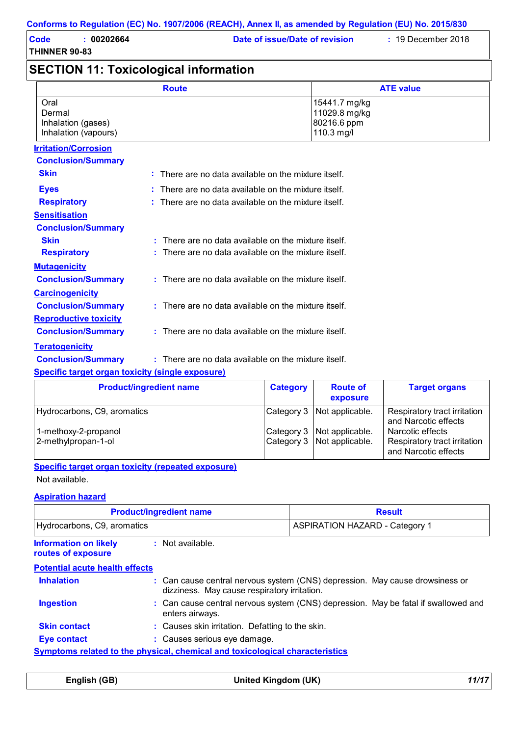## SECTION 11: Toxicological information

| Route | ATE value |
|---|---|
| Oral | 15441.7 mg/kg |
| Dermal | 11029.8 mg/kg |
| Inhalation (gases) | 80216.6 ppm |
| Inhalation (vapours) | 110.3 mg/l |

**Irritation/Corrosion**

**Conclusion/Summary**

**Skin** : There are no data available on the mixture itself.

**Eyes** : There are no data available on the mixture itself.

**Respiratory** : There are no data available on the mixture itself.

**Sensitisation**

**Conclusion/Summary**

**Skin** : There are no data available on the mixture itself.

**Respiratory** : There are no data available on the mixture itself.

**Mutagenicity**

**Conclusion/Summary** : There are no data available on the mixture itself.

**Carcinogenicity**

**Conclusion/Summary** : There are no data available on the mixture itself.

**Reproductive toxicity**

**Conclusion/Summary** : There are no data available on the mixture itself.

**Teratogenicity**

**Conclusion/Summary** : There are no data available on the mixture itself.

**Specific target organ toxicity (single exposure)**

| Product/ingredient name | Category | Route of exposure | Target organs |
|---|---|---|---|
| Hydrocarbons, C9, aromatics | Category 3 | Not applicable. | Respiratory tract irritation and Narcotic effects |
| 1-methoxy-2-propanol | Category 3 | Not applicable. | Narcotic effects |
| 2-methylpropan-1-ol | Category 3 | Not applicable. | Respiratory tract irritation and Narcotic effects |

**Specific target organ toxicity (repeated exposure)**

Not available.

**Aspiration hazard**

| Product/ingredient name | Result |
|---|---|
| Hydrocarbons, C9, aromatics | ASPIRATION HAZARD - Category 1 |

**Information on likely routes of exposure** : Not available.

**Potential acute health effects**

**Inhalation** : Can cause central nervous system (CNS) depression. May cause drowsiness or dizziness. May cause respiratory irritation.

**Ingestion** : Can cause central nervous system (CNS) depression. May be fatal if swallowed and enters airways.

**Skin contact** : Causes skin irritation. Defatting to the skin.

**Eye contact** : Causes serious eye damage.

**Symptoms related to the physical, chemical and toxicological characteristics**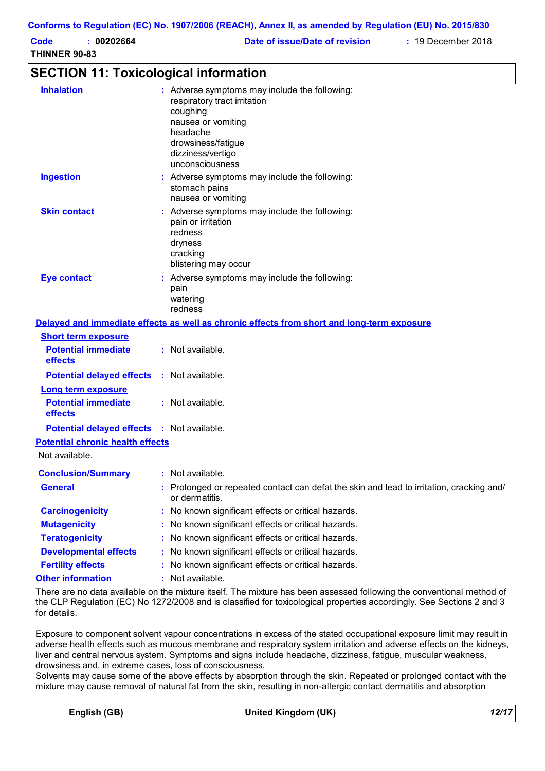## SECTION 11: Toxicological information

**Inhalation** : Adverse symptoms may include the following:
respiratory tract irritation
coughing
nausea or vomiting
headache
drowsiness/fatigue
dizziness/vertigo
unconsciousness

**Ingestion** : Adverse symptoms may include the following:
stomach pains
nausea or vomiting

**Skin contact** : Adverse symptoms may include the following:
pain or irritation
redness
dryness
cracking
blistering may occur

**Eye contact** : Adverse symptoms may include the following:
pain
watering
redness

### Delayed and immediate effects as well as chronic effects from short and long-term exposure

**Short term exposure**

**Potential immediate effects** : Not available.

**Potential delayed effects** : Not available.

**Long term exposure**

**Potential immediate effects** : Not available.

**Potential delayed effects** : Not available.

### Potential chronic health effects

Not available.

**Conclusion/Summary** : Not available.

**General** : Prolonged or repeated contact can defat the skin and lead to irritation, cracking and/ or dermatitis.

**Carcinogenicity** : No known significant effects or critical hazards.

**Mutagenicity** : No known significant effects or critical hazards.

**Teratogenicity** : No known significant effects or critical hazards.

**Developmental effects** : No known significant effects or critical hazards.

**Fertility effects** : No known significant effects or critical hazards.

**Other information** : Not available.

There are no data available on the mixture itself. The mixture has been assessed following the conventional method of the CLP Regulation (EC) No 1272/2008 and is classified for toxicological properties accordingly. See Sections 2 and 3 for details.

Exposure to component solvent vapour concentrations in excess of the stated occupational exposure limit may result in adverse health effects such as mucous membrane and respiratory system irritation and adverse effects on the kidneys, liver and central nervous system. Symptoms and signs include headache, dizziness, fatigue, muscular weakness, drowsiness and, in extreme cases, loss of consciousness.
Solvents may cause some of the above effects by absorption through the skin. Repeated or prolonged contact with the mixture may cause removal of natural fat from the skin, resulting in non-allergic contact dermatitis and absorption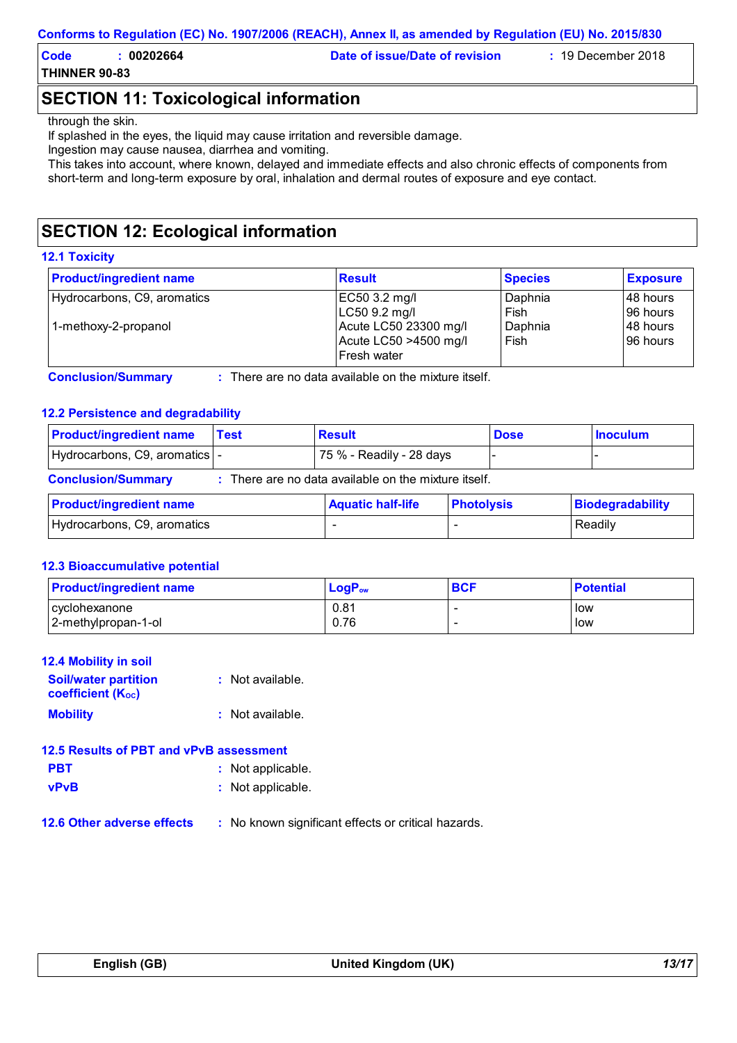## SECTION 11: Toxicological information

through the skin.
If splashed in the eyes, the liquid may cause irritation and reversible damage.
Ingestion may cause nausea, diarrhea and vomiting.
This takes into account, where known, delayed and immediate effects and also chronic effects of components from short-term and long-term exposure by oral, inhalation and dermal routes of exposure and eye contact.

## SECTION 12: Ecological information

### 12.1 Toxicity

| Product/ingredient name | Result | Species | Exposure |
|---|---|---|---|
| Hydrocarbons, C9, aromatics | EC50 3.2 mg/l | Daphnia | 48 hours |
| | LC50 9.2 mg/l | Fish | 96 hours |
| 1-methoxy-2-propanol | Acute LC50 23300 mg/l | Daphnia | 48 hours |
| | Acute LC50 >4500 mg/l Fresh water | Fish | 96 hours |

**Conclusion/Summary** : There are no data available on the mixture itself.

### 12.2 Persistence and degradability

| Product/ingredient name | Test | Result | Dose | Inoculum |
|---|---|---|---|---|
| Hydrocarbons, C9, aromatics | - | 75 % - Readily - 28 days | - | - |

**Conclusion/Summary** : There are no data available on the mixture itself.

| Product/ingredient name | Aquatic half-life | Photolysis | Biodegradability |
|---|---|---|---|
| Hydrocarbons, C9, aromatics | - | - | Readily |

### 12.3 Bioaccumulative potential

| Product/ingredient name | $LogP_{ow}$ | BCF | Potential |
|---|---|---|---|
| cyclohexanone | 0.81 | - | low |
| 2-methylpropan-1-ol | 0.76 | - | low |

### 12.4 Mobility in soil

**Soil/water partition coefficient ($K_{OC}$)** : Not available.

**Mobility** : Not available.

### 12.5 Results of PBT and vPvB assessment

**PBT** : Not applicable.

**vPvB** : Not applicable.

### 12.6 Other adverse effects

: No known significant effects or critical hazards.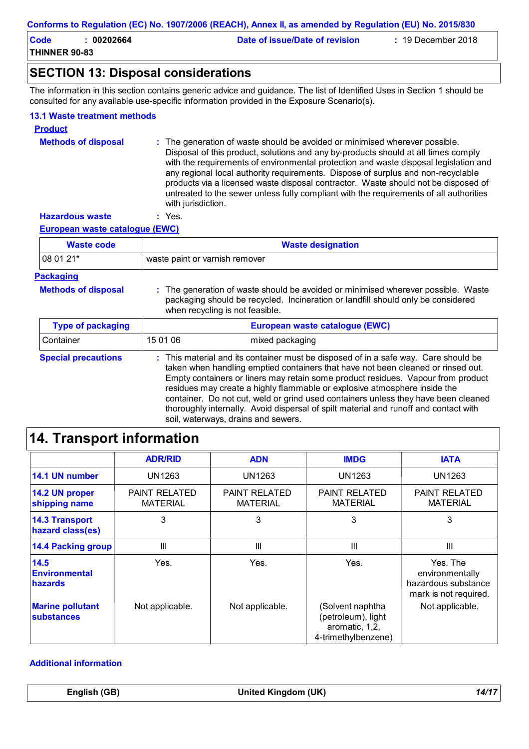## SECTION 13: Disposal considerations

The information in this section contains generic advice and guidance. The list of Identified Uses in Section 1 should be consulted for any available use-specific information provided in the Exposure Scenario(s).

### 13.1 Waste treatment methods

**Product**

**Methods of disposal** : The generation of waste should be avoided or minimised wherever possible. Disposal of this product, solutions and any by-products should at all times comply with the requirements of environmental protection and waste disposal legislation and any regional local authority requirements. Dispose of surplus and non-recyclable products via a licensed waste disposal contractor. Waste should not be disposed of untreated to the sewer unless fully compliant with the requirements of all authorities with jurisdiction.

**Hazardous waste** : Yes.

**European waste catalogue (EWC)**

| Waste code | Waste designation |
|---|---|
| 08 01 21* | waste paint or varnish remover |

**Packaging**

**Methods of disposal** : The generation of waste should be avoided or minimised wherever possible. Waste packaging should be recycled. Incineration or landfill should only be considered when recycling is not feasible.

| Type of packaging | European waste catalogue (EWC) | |
|---|---|---|
| Container | 15 01 06 | mixed packaging |

**Special precautions** : This material and its container must be disposed of in a safe way. Care should be taken when handling emptied containers that have not been cleaned or rinsed out. Empty containers or liners may retain some product residues. Vapour from product residues may create a highly flammable or explosive atmosphere inside the container. Do not cut, weld or grind used containers unless they have been cleaned thoroughly internally. Avoid dispersal of spilt material and runoff and contact with soil, waterways, drains and sewers.

## 14. Transport information

| | ADR/RID | ADN | IMDG | IATA |
|---|---|---|---|---|
| 14.1 UN number | UN1263 | UN1263 | UN1263 | UN1263 |
| 14.2 UN proper shipping name | PAINT RELATED MATERIAL | PAINT RELATED MATERIAL | PAINT RELATED MATERIAL | PAINT RELATED MATERIAL |
| 14.3 Transport hazard class(es) | 3 | 3 | 3 | 3 |
| 14.4 Packing group | III | III | III | III |
| 14.5 Environmental hazards | Yes. | Yes. | Yes. | Yes. The environmentally hazardous substance mark is not required. |
| Marine pollutant substances | Not applicable. | Not applicable. | (Solvent naphtha (petroleum), light aromatic, 1,2, 4-trimethylbenzene) | Not applicable. |

**Additional information**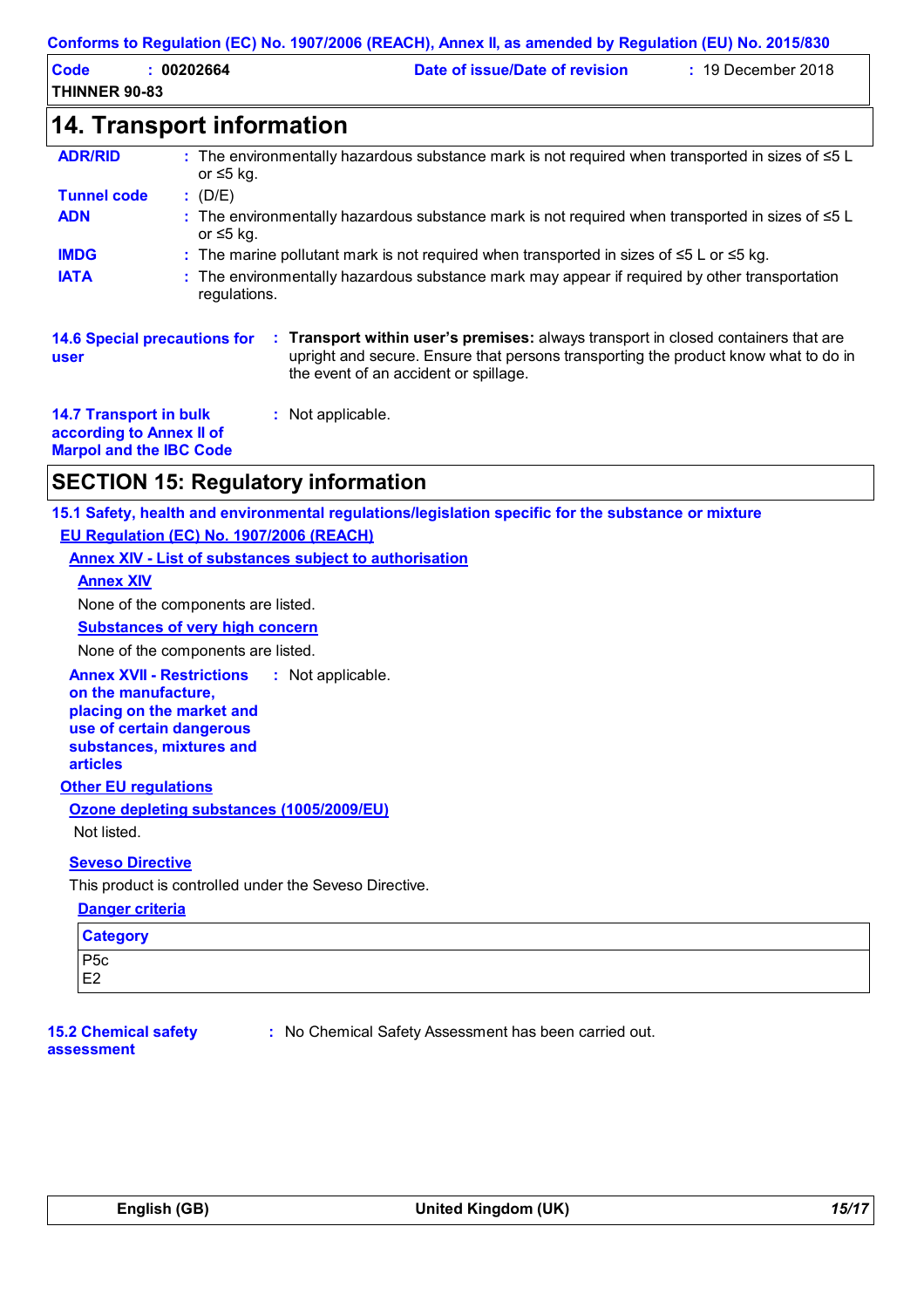## 14. Transport information

**ADR/RID** : The environmentally hazardous substance mark is not required when transported in sizes of ≤5 L or ≤5 kg.

**Tunnel code** : (D/E)

**ADN** : The environmentally hazardous substance mark is not required when transported in sizes of ≤5 L or ≤5 kg.

**IMDG** : The marine pollutant mark is not required when transported in sizes of ≤5 L or ≤5 kg.

**IATA** : The environmentally hazardous substance mark may appear if required by other transportation regulations.

**14.6 Special precautions for user** : **Transport within user's premises:** always transport in closed containers that are upright and secure. Ensure that persons transporting the product know what to do in the event of an accident or spillage.

**14.7 Transport in bulk according to Annex II of Marpol and the IBC Code** : Not applicable.

## SECTION 15: Regulatory information

### 15.1 Safety, health and environmental regulations/legislation specific for the substance or mixture

**EU Regulation (EC) No. 1907/2006 (REACH)**

**Annex XIV - List of substances subject to authorisation**

**Annex XIV**

None of the components are listed.

**Substances of very high concern**

None of the components are listed.

**Annex XVII - Restrictions on the manufacture, placing on the market and use of certain dangerous substances, mixtures and articles** : Not applicable.

**Other EU regulations**

**Ozone depleting substances (1005/2009/EU)**

Not listed.

**Seveso Directive**

This product is controlled under the Seveso Directive.

**Danger criteria**

| Category |
| --- |
| P5c<br>E2 |

**15.2 Chemical safety assessment** : No Chemical Safety Assessment has been carried out.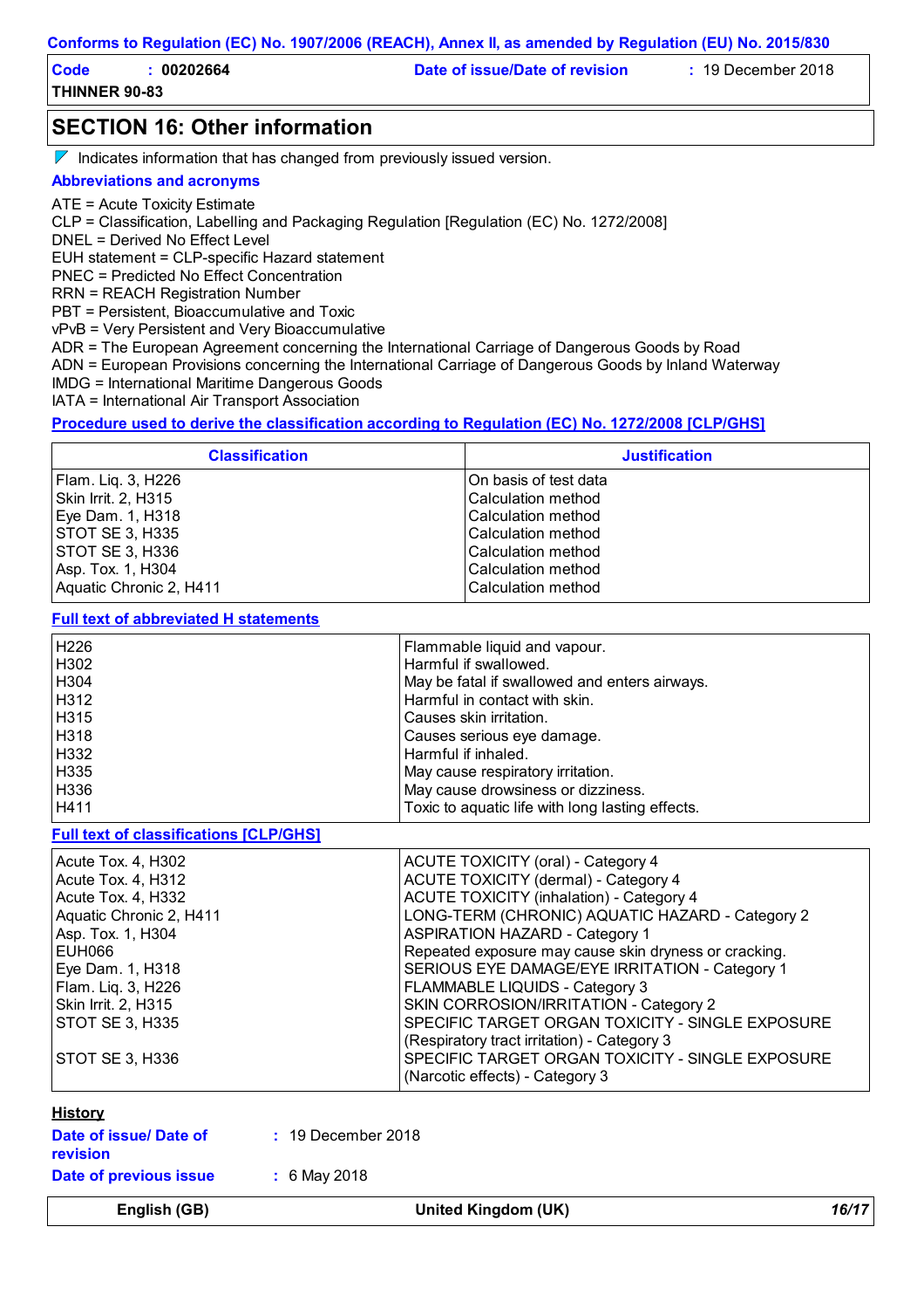Conforms to Regulation (EC) No. 1907/2006 (REACH), Annex II, as amended by Regulation (EU) No. 2015/830

**Code** : **00202664** **Date of issue/Date of revision** : 19 December 2018

**THINNER 90-83**

## SECTION 16: Other information

Indicates information that has changed from previously issued version.

### Abbreviations and acronyms

ATE = Acute Toxicity Estimate
CLP = Classification, Labelling and Packaging Regulation [Regulation (EC) No. 1272/2008]
DNEL = Derived No Effect Level
EUH statement = CLP-specific Hazard statement
PNEC = Predicted No Effect Concentration
RRN = REACH Registration Number
PBT = Persistent, Bioaccumulative and Toxic
vPvB = Very Persistent and Very Bioaccumulative
ADR = The European Agreement concerning the International Carriage of Dangerous Goods by Road
ADN = European Provisions concerning the International Carriage of Dangerous Goods by Inland Waterway
IMDG = International Maritime Dangerous Goods
IATA = International Air Transport Association

### Procedure used to derive the classification according to Regulation (EC) No. 1272/2008 [CLP/GHS]

| Classification | Justification |
|---|---|
| Flam. Liq. 3, H226 | On basis of test data |
| Skin Irrit. 2, H315 | Calculation method |
| Eye Dam. 1, H318 | Calculation method |
| STOT SE 3, H335 | Calculation method |
| STOT SE 3, H336 | Calculation method |
| Asp. Tox. 1, H304 | Calculation method |
| Aquatic Chronic 2, H411 | Calculation method |

### Full text of abbreviated H statements

| | |
|---|---|
| H226 | Flammable liquid and vapour. |
| H302 | Harmful if swallowed. |
| H304 | May be fatal if swallowed and enters airways. |
| H312 | Harmful in contact with skin. |
| H315 | Causes skin irritation. |
| H318 | Causes serious eye damage. |
| H332 | Harmful if inhaled. |
| H335 | May cause respiratory irritation. |
| H336 | May cause drowsiness or dizziness. |
| H411 | Toxic to aquatic life with long lasting effects. |

### Full text of classifications [CLP/GHS]

| | |
|---|---|
| Acute Tox. 4, H302 | ACUTE TOXICITY (oral) - Category 4 |
| Acute Tox. 4, H312 | ACUTE TOXICITY (dermal) - Category 4 |
| Acute Tox. 4, H332 | ACUTE TOXICITY (inhalation) - Category 4 |
| Aquatic Chronic 2, H411 | LONG-TERM (CHRONIC) AQUATIC HAZARD - Category 2 |
| Asp. Tox. 1, H304 | ASPIRATION HAZARD - Category 1 |
| EUH066 | Repeated exposure may cause skin dryness or cracking. |
| Eye Dam. 1, H318 | SERIOUS EYE DAMAGE/EYE IRRITATION - Category 1 |
| Flam. Liq. 3, H226 | FLAMMABLE LIQUIDS - Category 3 |
| Skin Irrit. 2, H315 | SKIN CORROSION/IRRITATION - Category 2 |
| STOT SE 3, H335 | SPECIFIC TARGET ORGAN TOXICITY - SINGLE EXPOSURE (Respiratory tract irritation) - Category 3 |
| STOT SE 3, H336 | SPECIFIC TARGET ORGAN TOXICITY - SINGLE EXPOSURE (Narcotic effects) - Category 3 |

### History

**Date of issue/ Date of revision** : 19 December 2018

**Date of previous issue** : 6 May 2018

English (GB) United Kingdom (UK)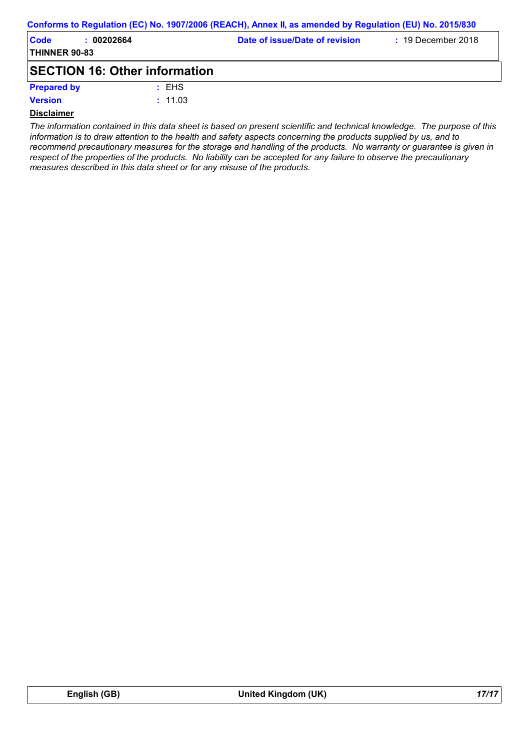## SECTION 16: Other information

**Prepared by** : EHS

**Version** : 11.03

**Disclaimer**

*The information contained in this data sheet is based on present scientific and technical knowledge. The purpose of this information is to draw attention to the health and safety aspects concerning the products supplied by us, and to recommend precautionary measures for the storage and handling of the products. No warranty or guarantee is given in respect of the properties of the products. No liability can be accepted for any failure to observe the precautionary measures described in this data sheet or for any misuse of the products.*